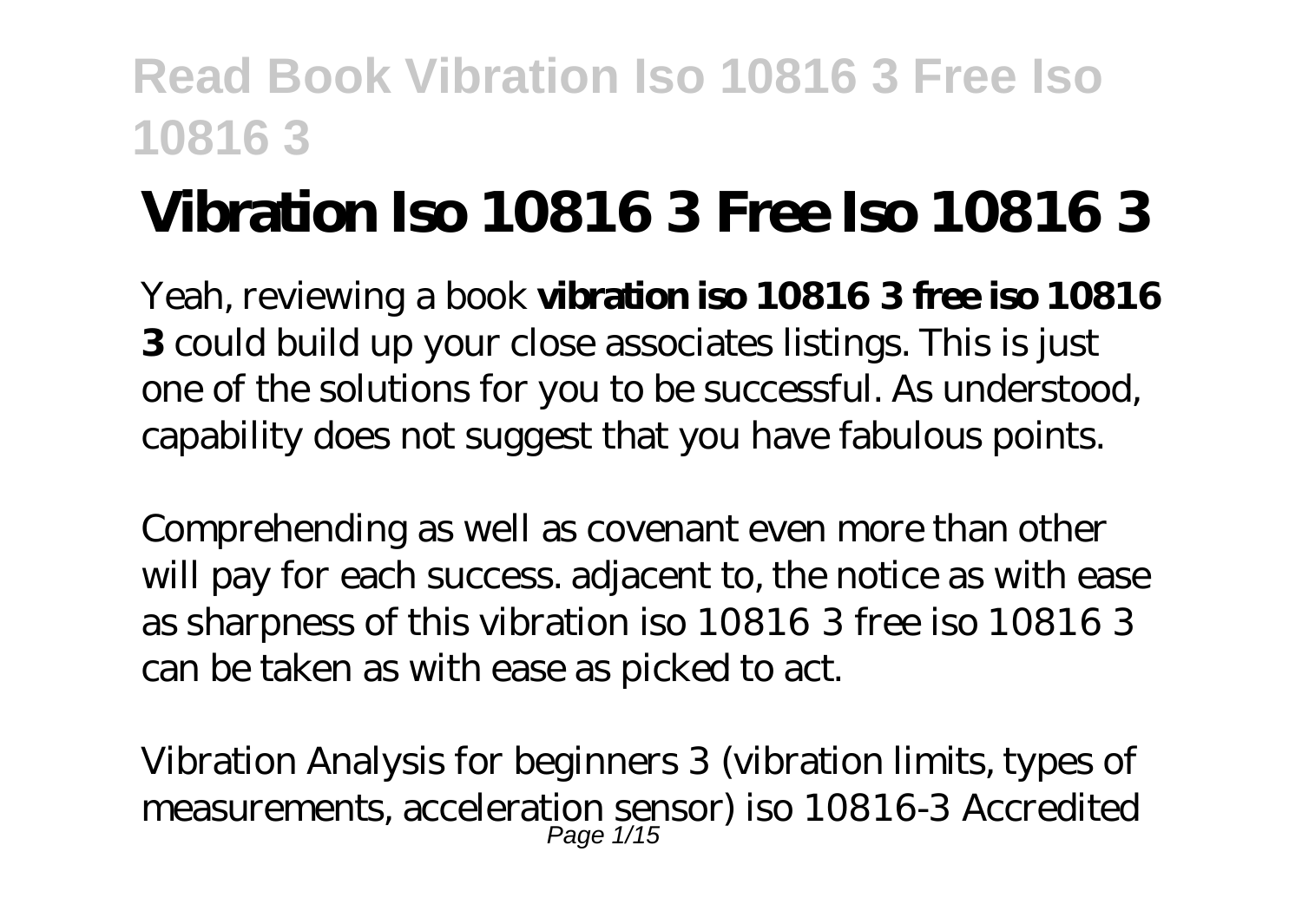# Vibration Iso 10816 3 Free Iso 10816 3

Yeah, reviewing a book **vibration iso 10816 3 free iso 10816 3** could build up your close associates listings. This is just one of the solutions for you to be successful. As understood, capability does not suggest that you have fabulous points.

Comprehending as well as covenant even more than other will pay for each success. adjacent to, the notice as with ease as sharpness of this vibration iso 10816 3 free iso 10816 3 can be taken as with ease as picked to act.

Vibration Analysis for beginners 3 (vibration limits, types of measurements, acceleration sensor) iso 10816-3 Accredited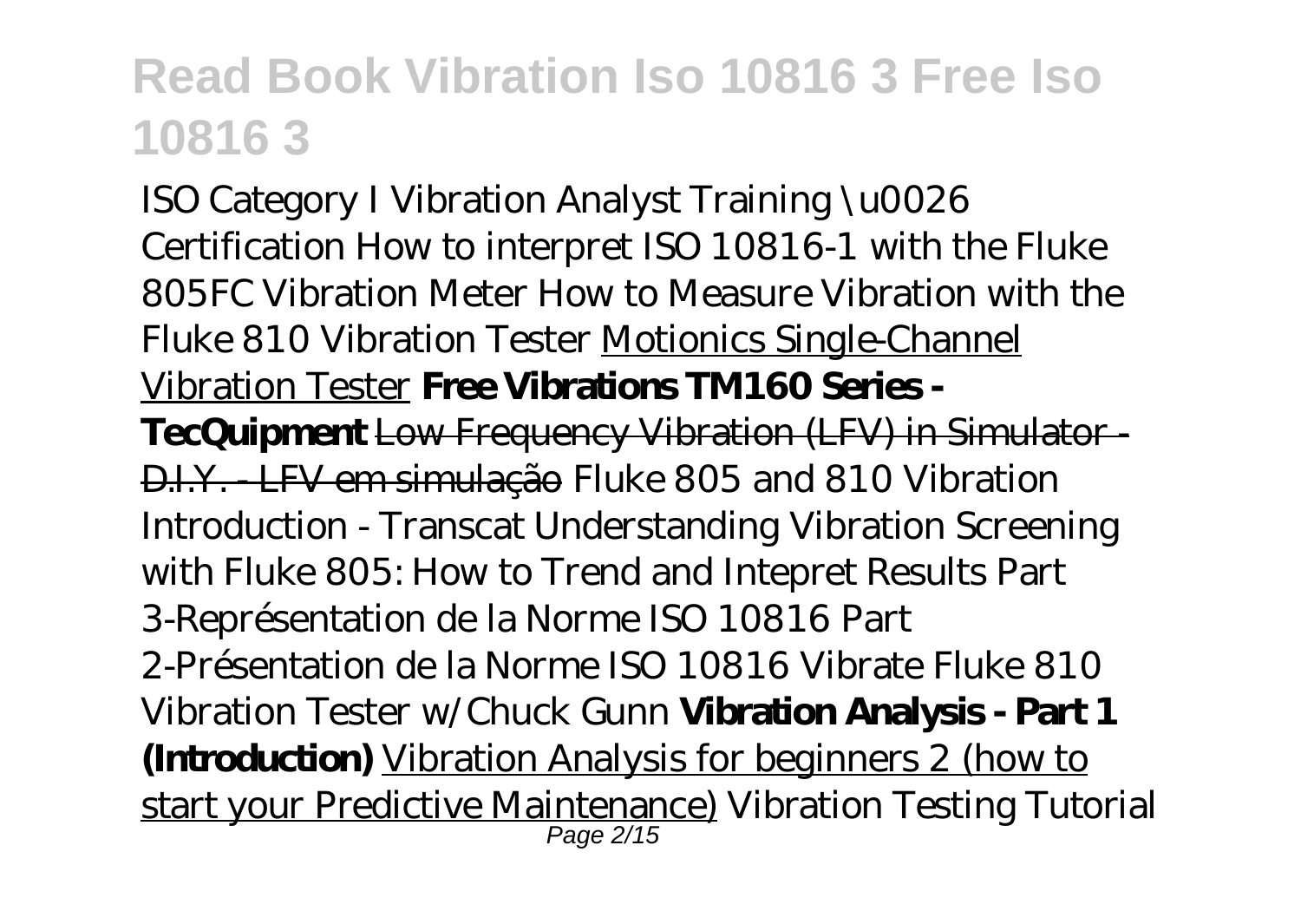*ISO Category I Vibration Analyst Training \u0026 Certification How to interpret ISO 10816-1 with the Fluke 805FC Vibration Meter How to Measure Vibration with the Fluke 810 Vibration Tester* Motionics Single-Channel Vibration Tester **Free Vibrations TM160 Series - TecQuipment** ~~Low Frequency Vibration (LFV) in Simulator - D.I.Y. - LFV em simulação~~ *Fluke 805 and 810 Vibration Introduction - Transcat Understanding Vibration Screening with Fluke 805: How to Trend and Intepret Results Part 3-Représentation de la Norme ISO 10816 Part 2-Présentation de la Norme ISO 10816 Vibrate Fluke 810 Vibration Tester w/Chuck Gunn* **Vibration Analysis - Part 1 (Introduction)** Vibration Analysis for beginners 2 (how to start your Predictive Maintenance) *Vibration Testing Tutorial*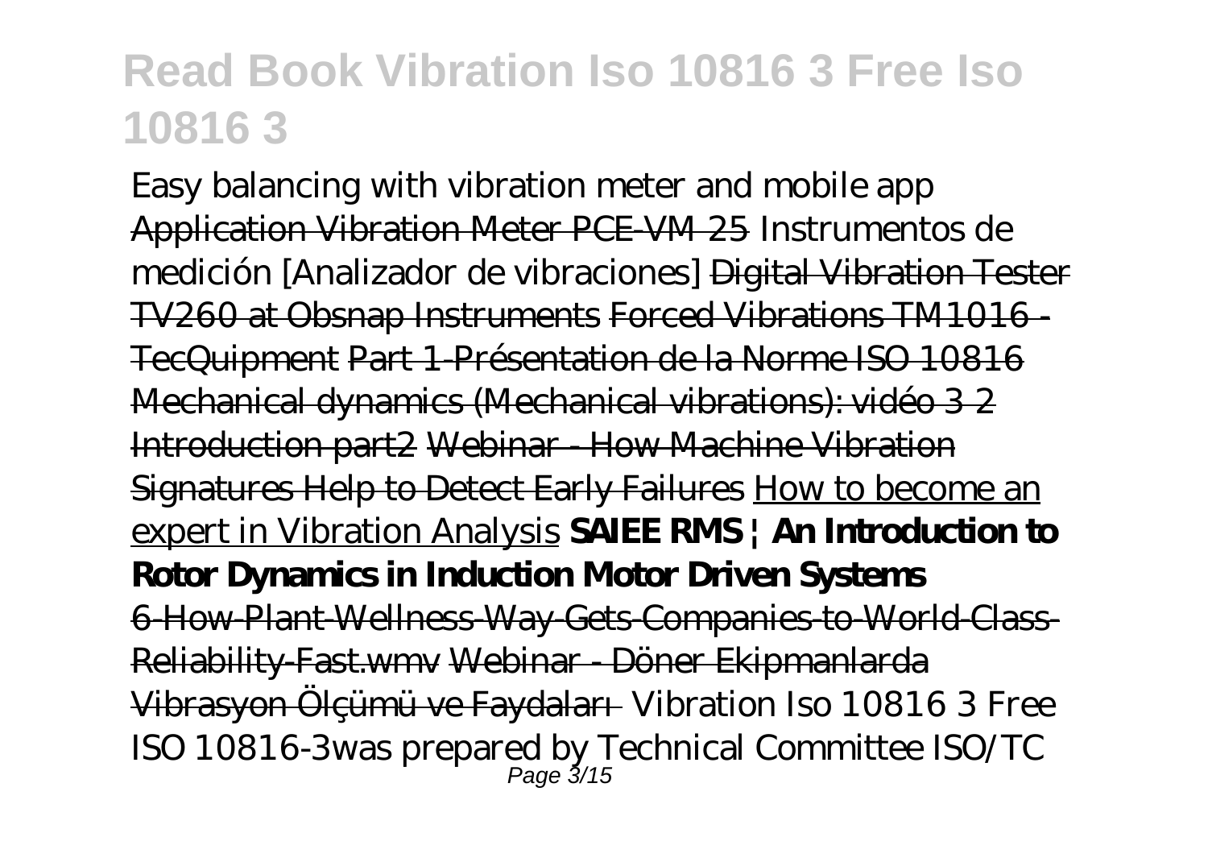*Easy balancing with vibration meter and mobile app* Application Vibration Meter PCE-VM 25 *Instrumentos de medición [Analizador de vibraciones]* Digital Vibration Tester TV260 at Obsnap Instruments Forced Vibrations TM1016 - TecQuipment Part 1-Présentation de la Norme ISO 10816 Mechanical dynamics (Mechanical vibrations): vidéo 3 2 Introduction part2 Webinar - How Machine Vibration Signatures Help to Detect Early Failures How to become an expert in Vibration Analysis **SAIEE RMS | An Introduction to Rotor Dynamics in Induction Motor Driven Systems** 6-How-Plant-Wellness-Way-Gets-Companies-to-World-Class-Reliability-Fast.wmv Webinar - Döner Ekipmanlarda Vibrasyon Ölçümü ve Faydaları *Vibration Iso 10816 3 Free*

ISO 10816-3was prepared by Technical Committee ISO/TC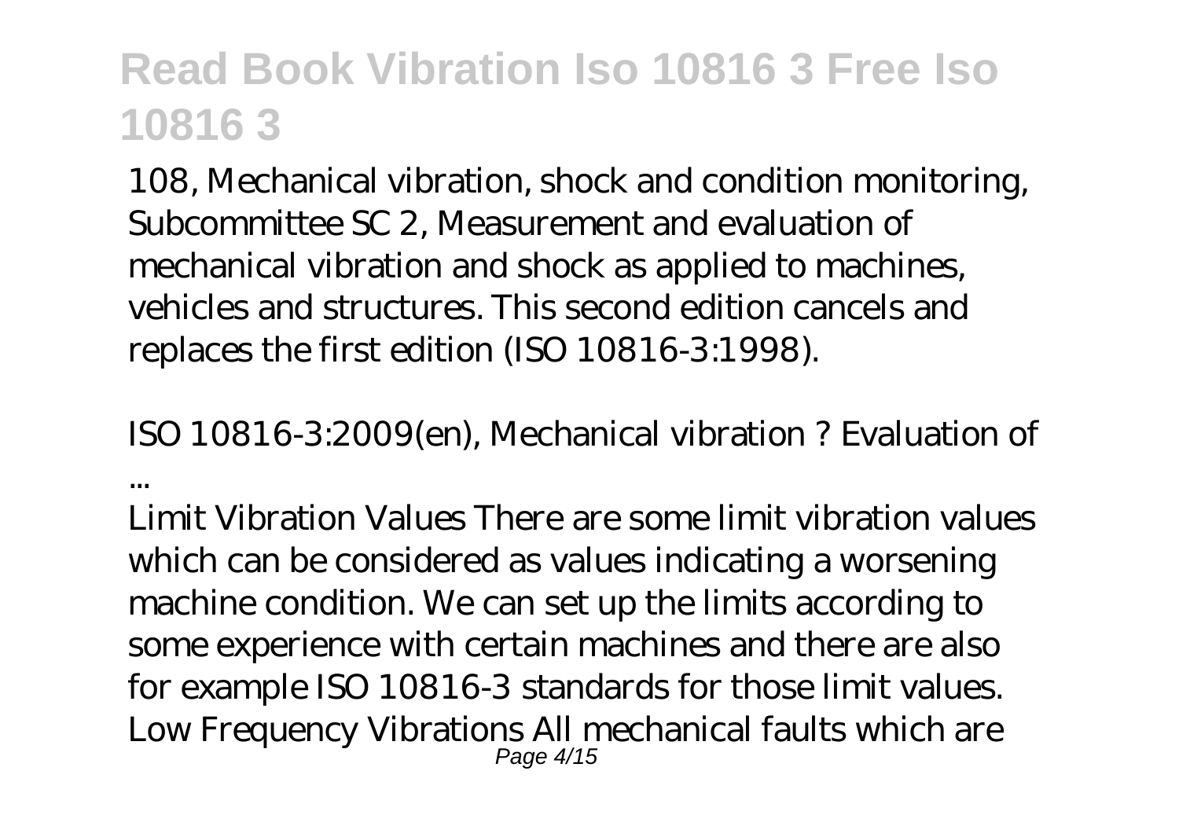108, Mechanical vibration, shock and condition monitoring, Subcommittee SC 2, Measurement and evaluation of mechanical vibration and shock as applied to machines, vehicles and structures. This second edition cancels and replaces the first edition (ISO 10816-3:1998).

*ISO 10816-3:2009(en), Mechanical vibration ? Evaluation of ...*

Limit Vibration Values There are some limit vibration values which can be considered as values indicating a worsening machine condition. We can set up the limits according to some experience with certain machines and there are also for example ISO 10816-3 standards for those limit values. Low Frequency Vibrations All mechanical faults which are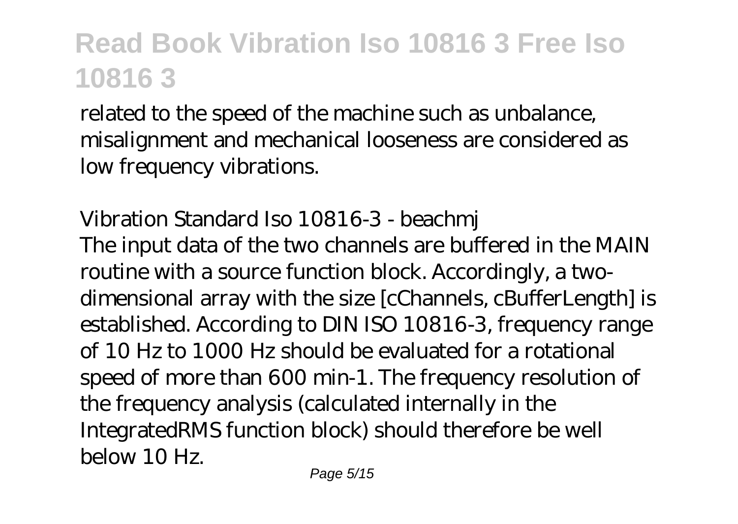related to the speed of the machine such as unbalance, misalignment and mechanical looseness are considered as low frequency vibrations.

*Vibration Standard Iso 10816-3 - beachmj*

The input data of the two channels are buffered in the MAIN routine with a source function block. Accordingly, a two-dimensional array with the size [cChannels, cBufferLength] is established. According to DIN ISO 10816-3, frequency range of 10 Hz to 1000 Hz should be evaluated for a rotational speed of more than 600 min-1. The frequency resolution of the frequency analysis (calculated internally in the IntegratedRMS function block) should therefore be well below 10 Hz.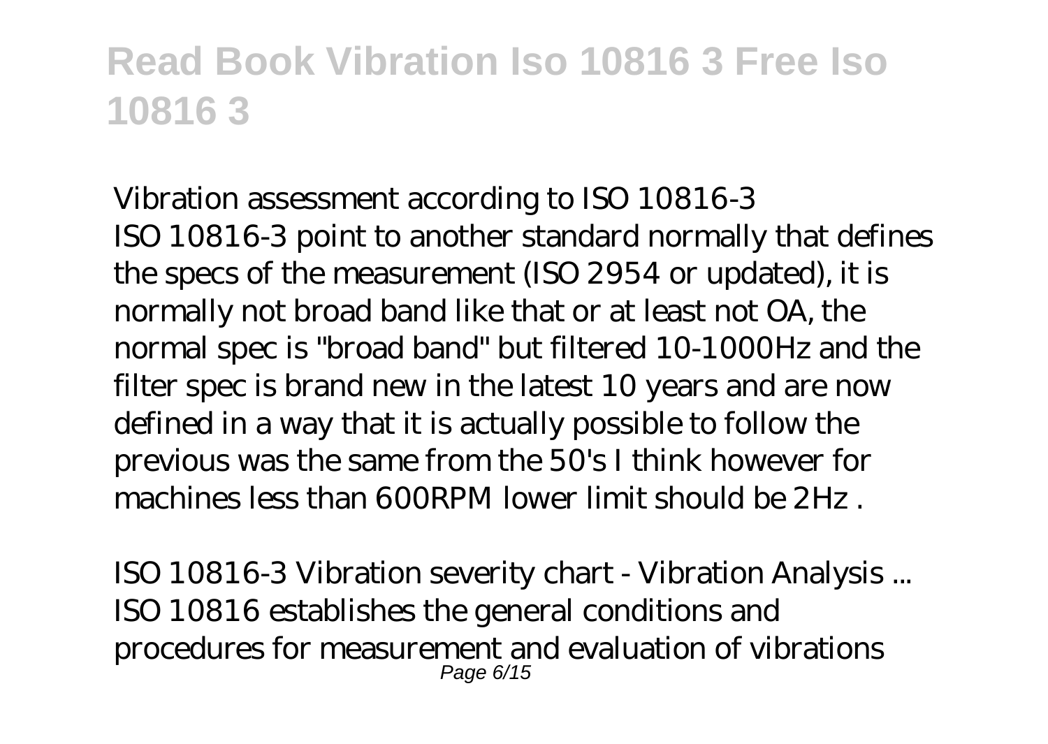*Vibration assessment according to ISO 10816-3*

ISO 10816-3 point to another standard normally that defines the specs of the measurement (ISO 2954 or updated), it is normally not broad band like that or at least not OA, the normal spec is "broad band" but filtered 10-1000Hz and the filter spec is brand new in the latest 10 years and are now defined in a way that it is actually possible to follow the previous was the same from the 50's I think however for machines less than 600RPM lower limit should be 2Hz .

*ISO 10816-3 Vibration severity chart - Vibration Analysis ...*

ISO 10816 establishes the general conditions and procedures for measurement and evaluation of vibrations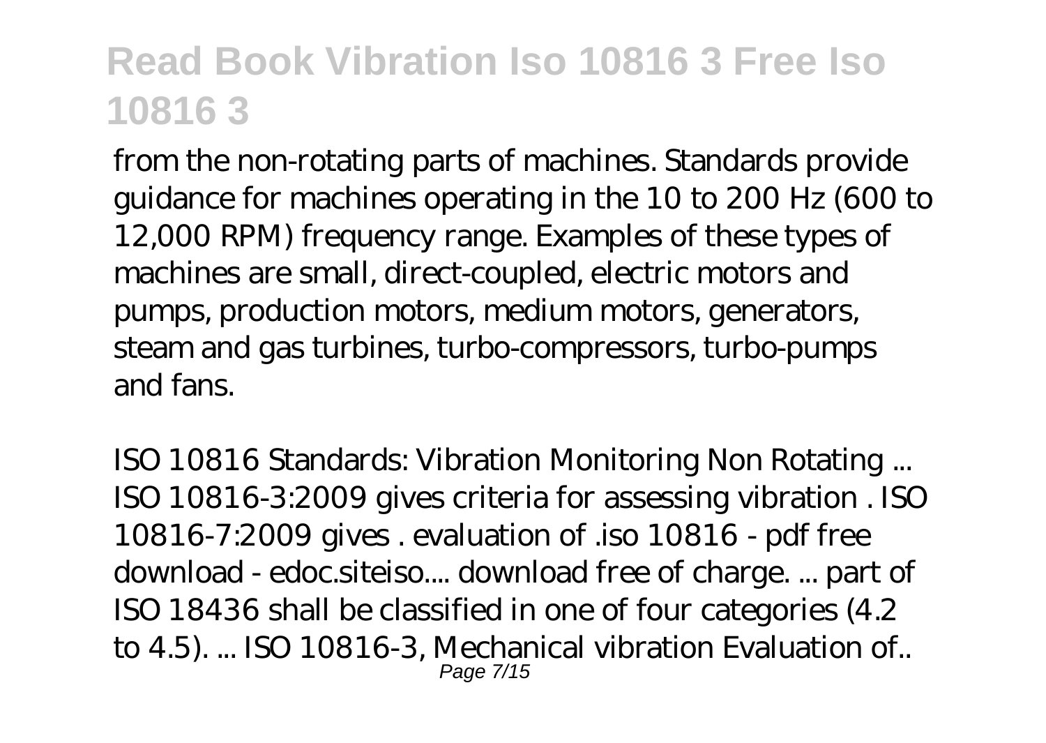from the non-rotating parts of machines. Standards provide guidance for machines operating in the 10 to 200 Hz (600 to 12,000 RPM) frequency range. Examples of these types of machines are small, direct-coupled, electric motors and pumps, production motors, medium motors, generators, steam and gas turbines, turbo-compressors, turbo-pumps and fans.

*ISO 10816 Standards: Vibration Monitoring Non Rotating ...*
ISO 10816-3:2009 gives criteria for assessing vibration . ISO 10816-7:2009 gives . evaluation of .iso 10816 - pdf free download - edoc.siteiso.... download free of charge. ... part of ISO 18436 shall be classified in one of four categories (4.2 to 4.5). ... ISO 10816-3, Mechanical vibration Evaluation of..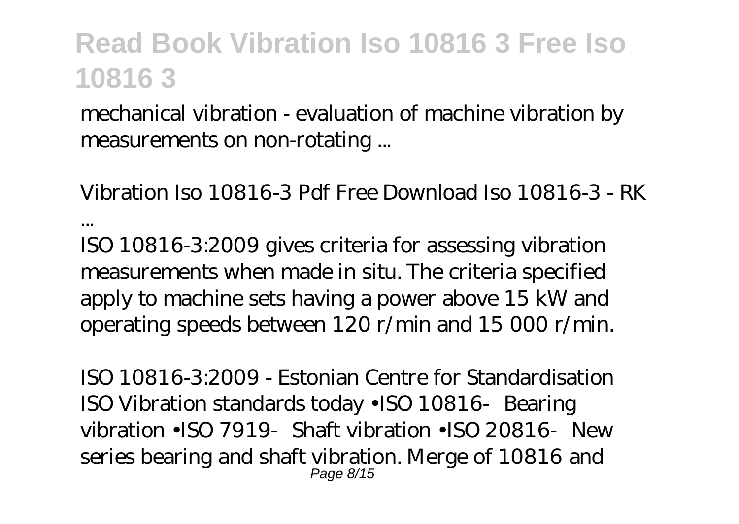mechanical vibration - evaluation of machine vibration by measurements on non-rotating ...

*Vibration Iso 10816-3 Pdf Free Download Iso 10816-3 - RK ...*

ISO 10816-3:2009 gives criteria for assessing vibration measurements when made in situ. The criteria specified apply to machine sets having a power above 15 kW and operating speeds between 120 r/min and 15 000 r/min.

*ISO 10816-3:2009 - Estonian Centre for Standardisation*

ISO Vibration standards today •ISO 10816‐Bearing vibration •ISO 7919‐Shaft vibration •ISO 20816‐New series bearing and shaft vibration. Merge of 10816 and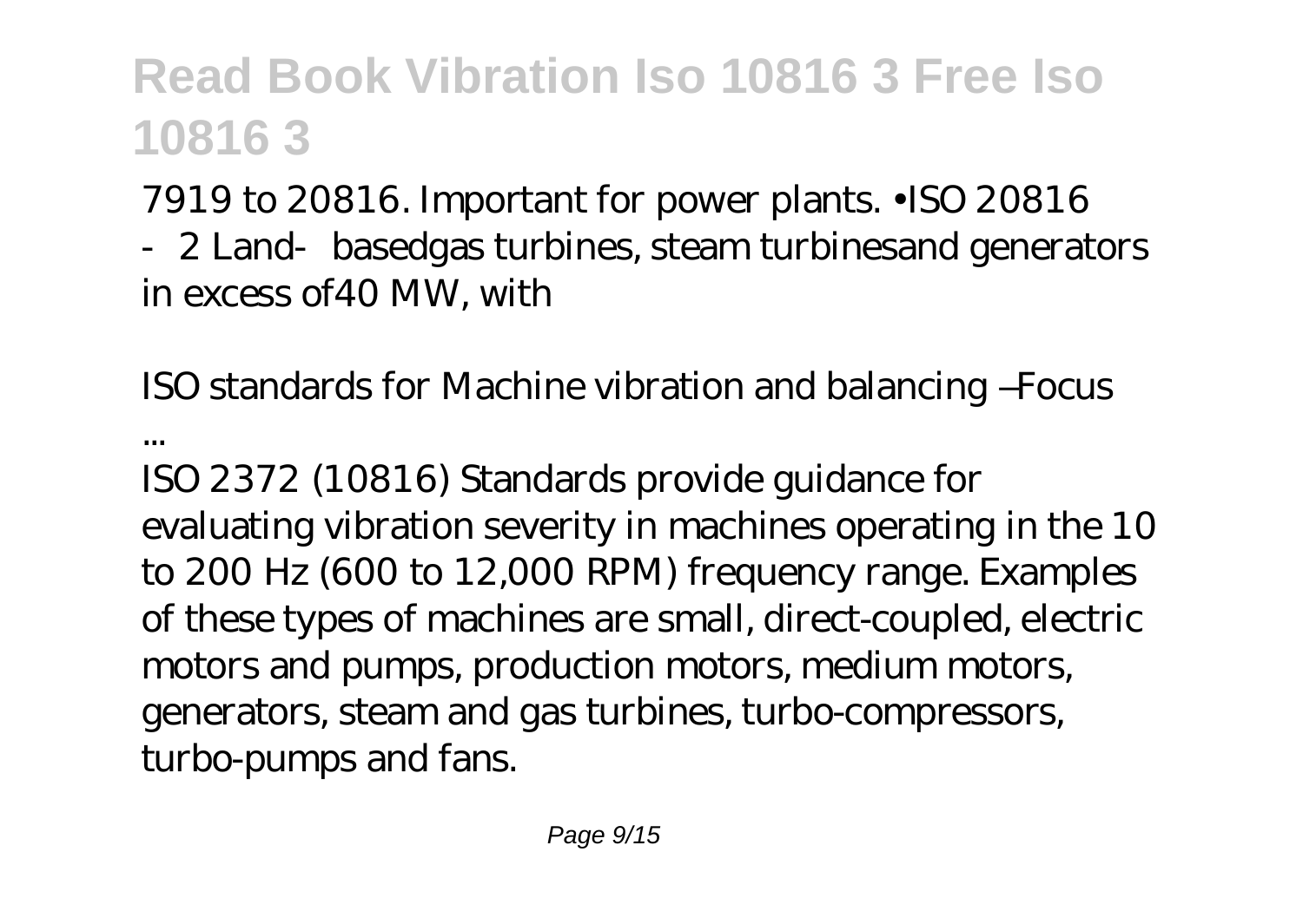7919 to 20816. Important for power plants. •ISO 20816 ‐2 Land‐basedgas turbines, steam turbinesand generators in excess of40 MW, with

*ISO standards for Machine vibration and balancing –Focus ...*

ISO 2372 (10816) Standards provide guidance for evaluating vibration severity in machines operating in the 10 to 200 Hz (600 to 12,000 RPM) frequency range. Examples of these types of machines are small, direct-coupled, electric motors and pumps, production motors, medium motors, generators, steam and gas turbines, turbo-compressors, turbo-pumps and fans.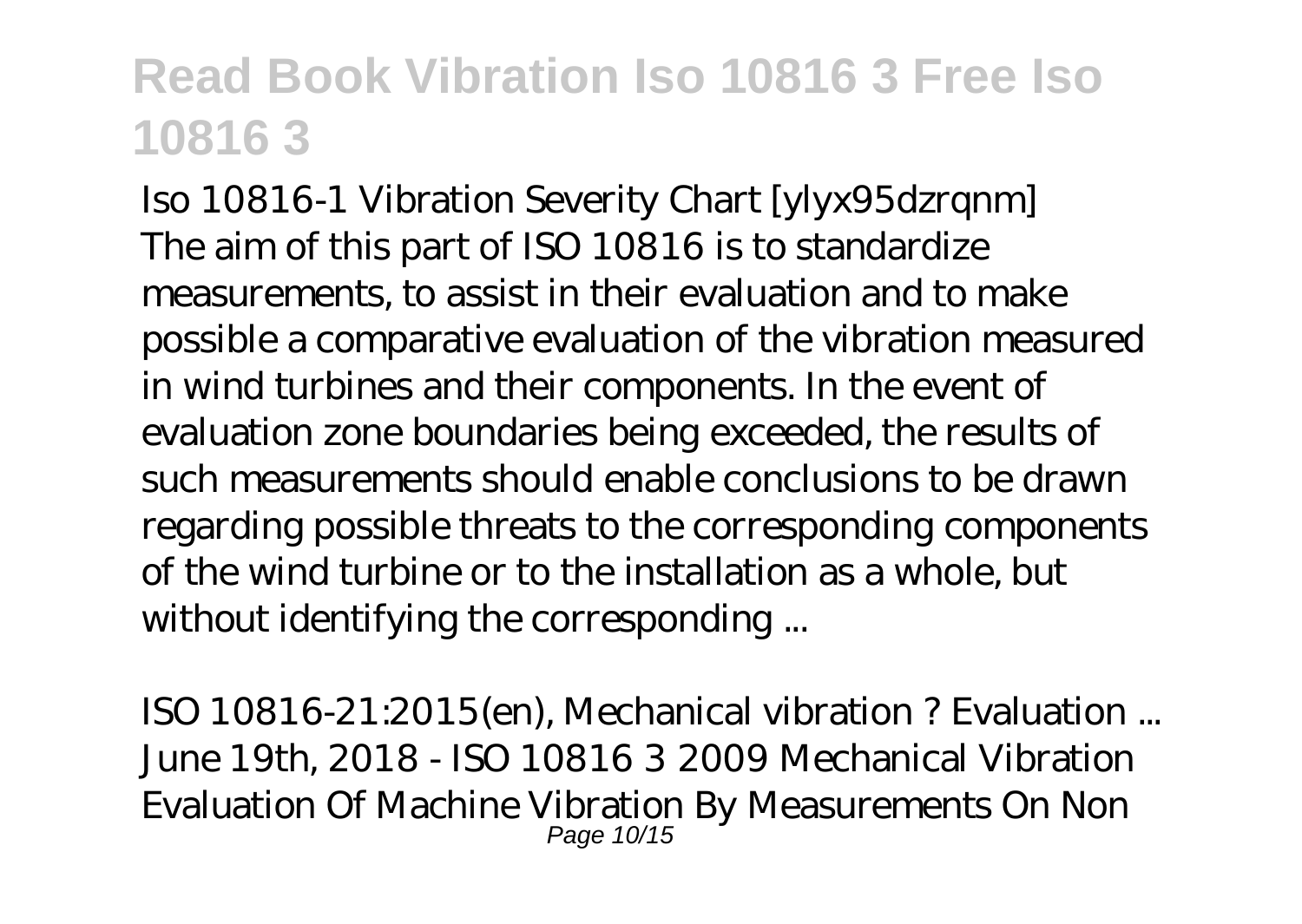*Iso 10816-1 Vibration Severity Chart [ylyx95dzrqnm]*

The aim of this part of ISO 10816 is to standardize measurements, to assist in their evaluation and to make possible a comparative evaluation of the vibration measured in wind turbines and their components. In the event of evaluation zone boundaries being exceeded, the results of such measurements should enable conclusions to be drawn regarding possible threats to the corresponding components of the wind turbine or to the installation as a whole, but without identifying the corresponding ...

*ISO 10816-21:2015(en), Mechanical vibration ? Evaluation ...*

June 19th, 2018 - ISO 10816 3 2009 Mechanical Vibration Evaluation Of Machine Vibration By Measurements On Non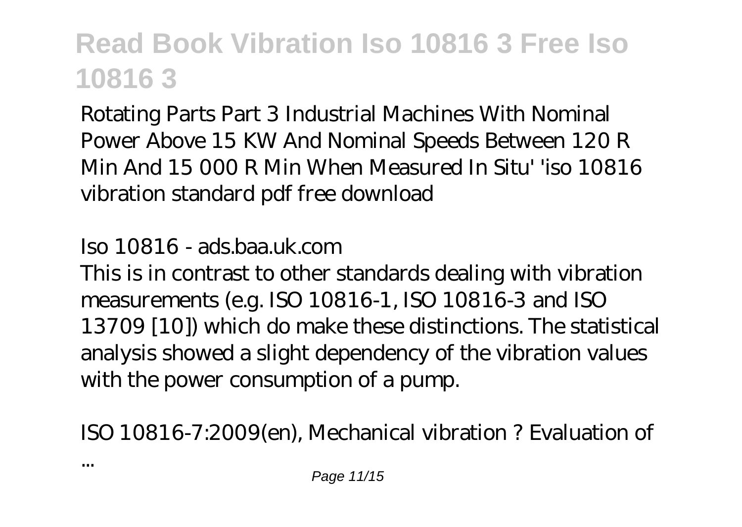Rotating Parts Part 3 Industrial Machines With Nominal Power Above 15 KW And Nominal Speeds Between 120 R Min And 15 000 R Min When Measured In Situ' 'iso 10816 vibration standard pdf free download

*Iso 10816 - ads.baa.uk.com*

This is in contrast to other standards dealing with vibration measurements (e.g. ISO 10816-1, ISO 10816-3 and ISO 13709 [10]) which do make these distinctions. The statistical analysis showed a slight dependency of the vibration values with the power consumption of a pump.

*ISO 10816-7:2009(en), Mechanical vibration ? Evaluation of ...*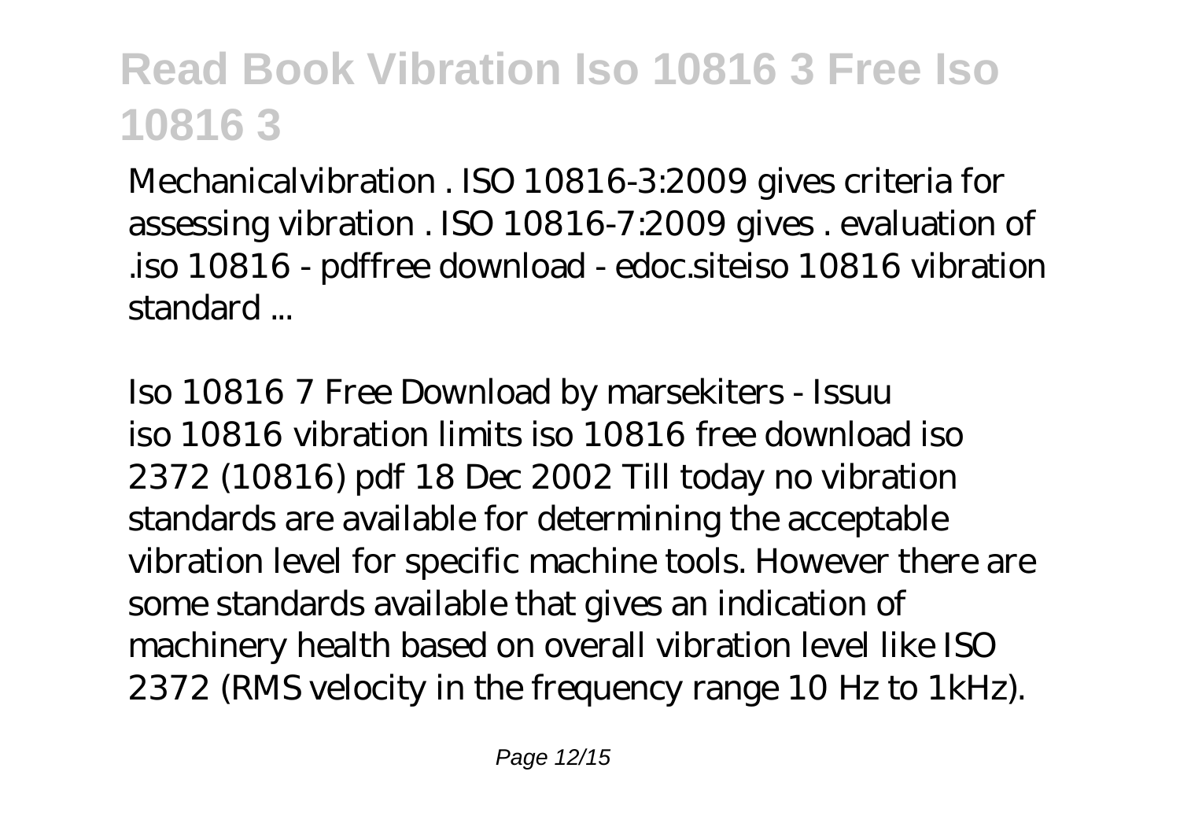Mechanicalvibration . ISO 10816-3:2009 gives criteria for assessing vibration . ISO 10816-7:2009 gives . evaluation of .iso 10816 - pdffree download - edoc.siteiso 10816 vibration standard ...

*Iso 10816 7 Free Download by marsekiters - Issuu*

iso 10816 vibration limits iso 10816 free download iso 2372 (10816) pdf 18 Dec 2002 Till today no vibration standards are available for determining the acceptable vibration level for specific machine tools. However there are some standards available that gives an indication of machinery health based on overall vibration level like ISO 2372 (RMS velocity in the frequency range 10 Hz to 1kHz).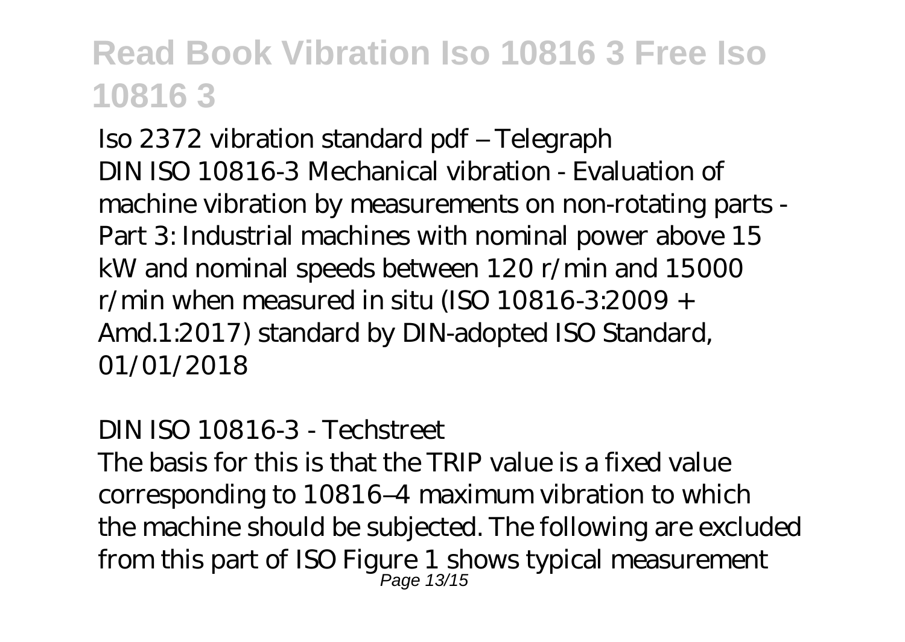Iso 2372 vibration standard pdf – Telegraph

DIN ISO 10816-3 Mechanical vibration - Evaluation of machine vibration by measurements on non-rotating parts - Part 3: Industrial machines with nominal power above 15 kW and nominal speeds between 120 r/min and 15000 r/min when measured in situ (ISO 10816-3:2009 + Amd.1:2017) standard by DIN-adopted ISO Standard, 01/01/2018

DIN ISO 10816-3 - Techstreet

The basis for this is that the TRIP value is a fixed value corresponding to 10816–4 maximum vibration to which the machine should be subjected. The following are excluded from this part of ISO Figure 1 shows typical measurement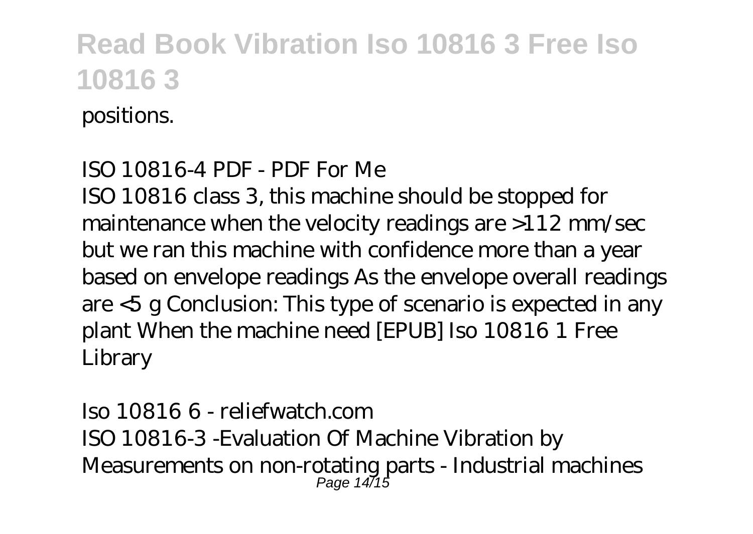positions.

*ISO 10816-4 PDF - PDF For Me*

ISO 10816 class 3, this machine should be stopped for maintenance when the velocity readings are >112 mm/sec but we ran this machine with confidence more than a year based on envelope readings As the envelope overall readings are <5 g Conclusion: This type of scenario is expected in any plant When the machine need [EPUB] Iso 10816 1 Free Library

*Iso 10816 6 - reliefwatch.com*

ISO 10816-3 -Evaluation Of Machine Vibration by Measurements on non-rotating parts - Industrial machines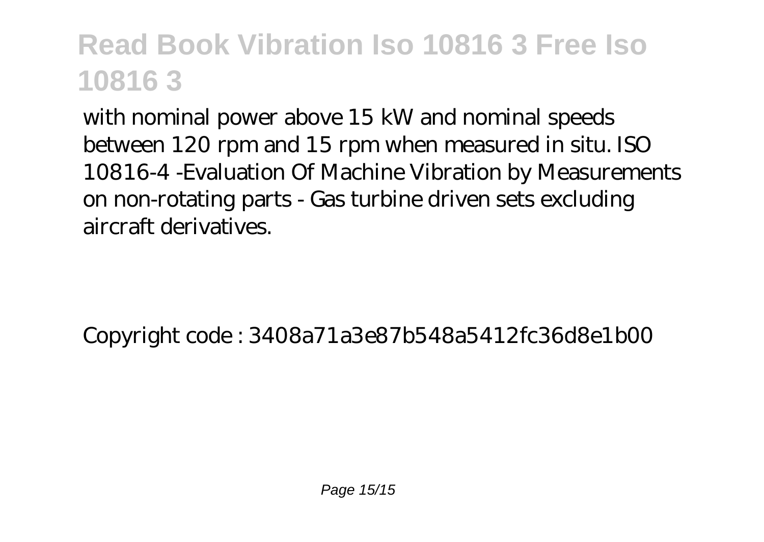with nominal power above 15 kW and nominal speeds between 120 rpm and 15 rpm when measured in situ. ISO 10816-4 -Evaluation Of Machine Vibration by Measurements on non-rotating parts - Gas turbine driven sets excluding aircraft derivatives.

Copyright code : 3408a71a3e87b548a5412fc36d8e1b00